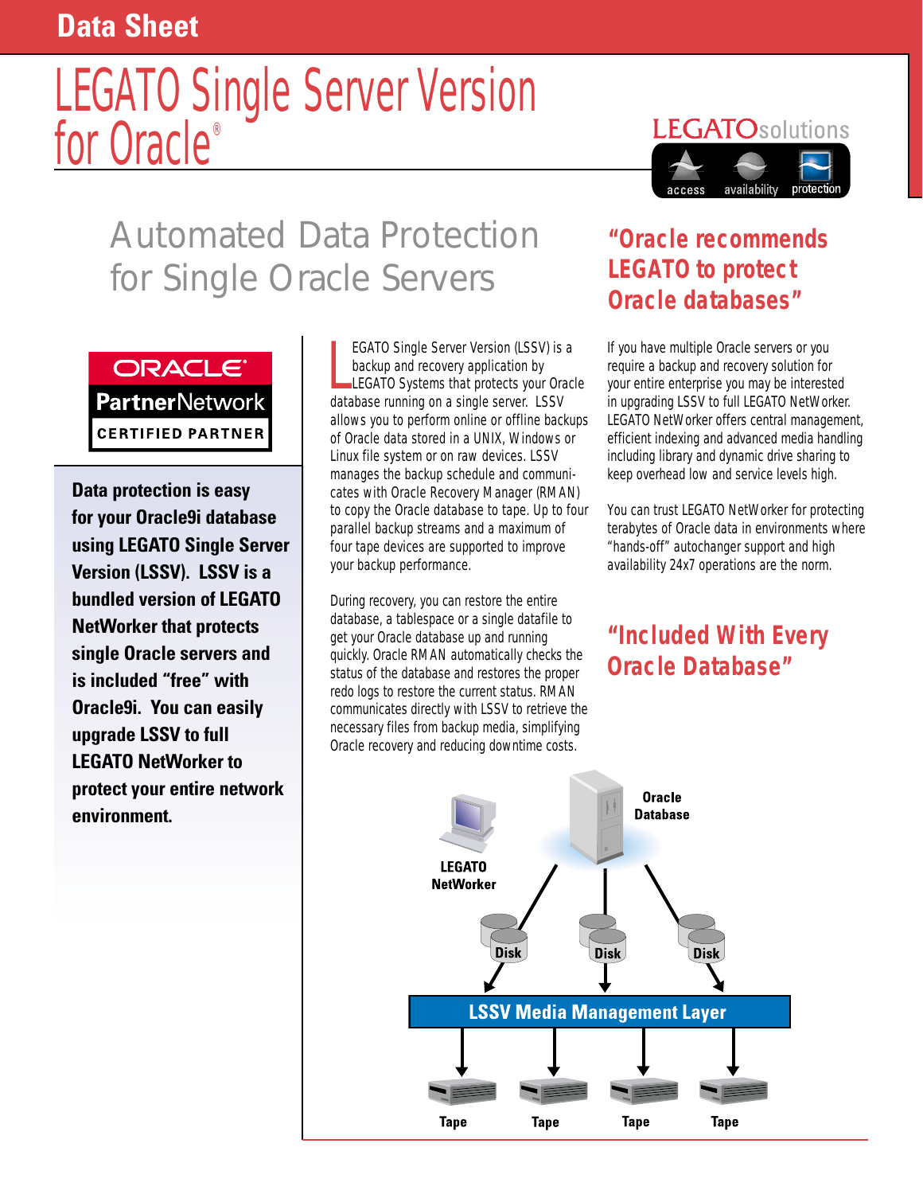Data Sheet

# LEGATO Single Server Version for Oracle®

LEGATOsolutions

access availability protection

## Automated Data Protection for Single Oracle Servers

ORACLE® PartnerNetwork CERTIFIED PARTNER

**Data protection is easy for your Oracle9i database using LEGATO Single Server Version (LSSV). LSSV is a bundled version of LEGATO NetWorker that protects single Oracle servers and is included "free" with Oracle9i. You can easily upgrade LSSV to full LEGATO NetWorker to protect your entire network environment.**

LEGATO Single Server Version (LSSV) is a backup and recovery application by LEGATO Systems that protects your Oracle database running on a single server. LSSV allows you to perform online or offline backups of Oracle data stored in a UNIX, Windows or Linux file system or on raw devices. LSSV manages the backup schedule and communicates with Oracle Recovery Manager (RMAN) to copy the Oracle database to tape. Up to four parallel backup streams and a maximum of four tape devices are supported to improve your backup performance.

During recovery, you can restore the entire database, a tablespace or a single datafile to get your Oracle database up and running quickly. Oracle RMAN automatically checks the status of the database and restores the proper redo logs to restore the current status. RMAN communicates directly with LSSV to retrieve the necessary files from backup media, simplifying Oracle recovery and reducing downtime costs.

### "Oracle recommends LEGATO to protect Oracle databases"

If you have multiple Oracle servers or you require a backup and recovery solution for your entire enterprise you may be interested in upgrading LSSV to full LEGATO NetWorker. LEGATO NetWorker offers central management, efficient indexing and advanced media handling including library and dynamic drive sharing to keep overhead low and service levels high.

You can trust LEGATO NetWorker for protecting terabytes of Oracle data in environments where "hands-off" autochanger support and high availability 24x7 operations are the norm.

### "Included With Every Oracle Database"

Oracle Database

LEGATO NetWorker

Disk Disk Disk

LSSV Media Management Layer

Tape Tape Tape Tape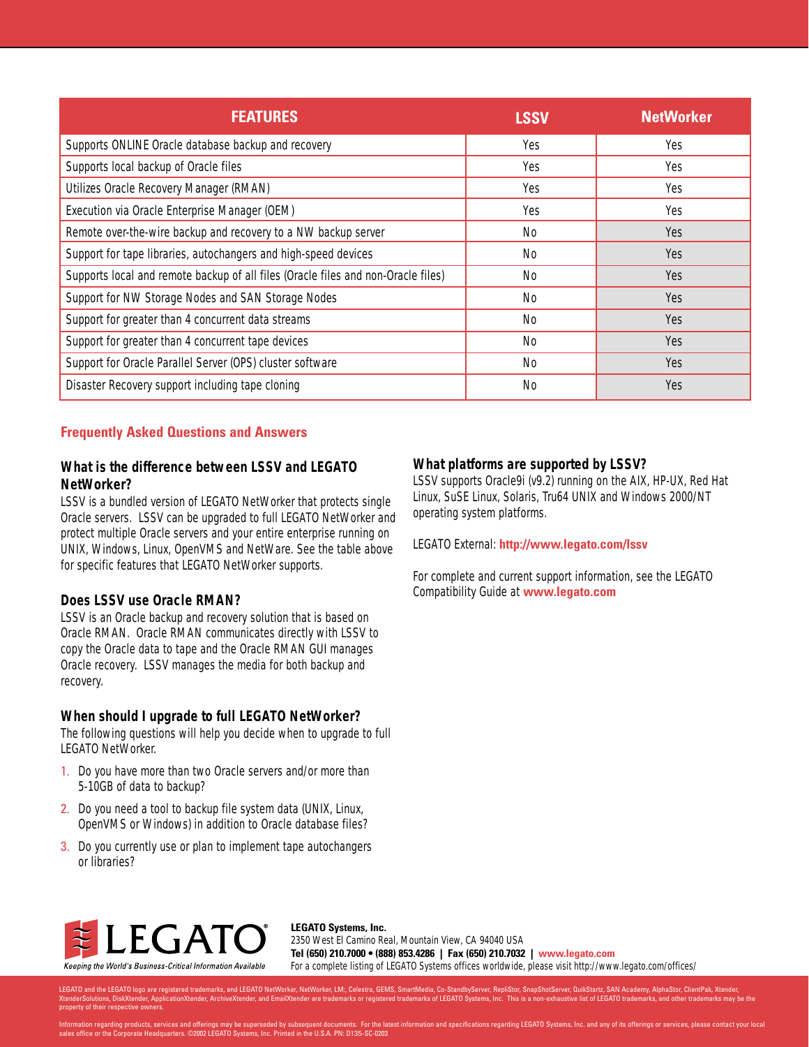| FEATURES | LSSV | NetWorker |
|---|---|---|
| Supports ONLINE Oracle database backup and recovery | Yes | Yes |
| Supports local backup of Oracle files | Yes | Yes |
| Utilizes Oracle Recovery Manager (RMAN) | Yes | Yes |
| Execution via Oracle Enterprise Manager (OEM) | Yes | Yes |
| Remote over-the-wire backup and recovery to a NW backup server | No | Yes |
| Support for tape libraries, autochangers and high-speed devices | No | Yes |
| Supports local and remote backup of all files (Oracle files and non-Oracle files) | No | Yes |
| Support for NW Storage Nodes and SAN Storage Nodes | No | Yes |
| Support for greater than 4 concurrent data streams | No | Yes |
| Support for greater than 4 concurrent tape devices | No | Yes |
| Support for Oracle Parallel Server (OPS) cluster software | No | Yes |
| Disaster Recovery support including tape cloning | No | Yes |

## Frequently Asked Questions and Answers

### What is the difference between LSSV and LEGATO NetWorker?

LSSV is a bundled version of LEGATO NetWorker that protects single Oracle servers. LSSV can be upgraded to full LEGATO NetWorker and protect multiple Oracle servers and your entire enterprise running on UNIX, Windows, Linux, OpenVMS and NetWare. See the table above for specific features that LEGATO NetWorker supports.

### Does LSSV use Oracle RMAN?

LSSV is an Oracle backup and recovery solution that is based on Oracle RMAN. Oracle RMAN communicates directly with LSSV to copy the Oracle data to tape and the Oracle RMAN GUI manages Oracle recovery. LSSV manages the media for both backup and recovery.

### When should I upgrade to full LEGATO NetWorker?

The following questions will help you decide when to upgrade to full LEGATO NetWorker.

1. Do you have more than two Oracle servers and/or more than 5-10GB of data to backup?
2. Do you need a tool to backup file system data (UNIX, Linux, OpenVMS or Windows) in addition to Oracle database files?
3. Do you currently use or plan to implement tape autochangers or libraries?

### What platforms are supported by LSSV?

LSSV supports Oracle9i (v9.2) running on the AIX, HP-UX, Red Hat Linux, SuSE Linux, Solaris, Tru64 UNIX and Windows 2000/NT operating system platforms.

LEGATO External: **http://www.legato.com/lssv**

For complete and current support information, see the LEGATO Compatibility Guide at **www.legato.com**

LEGATO

*Keeping the World's Business-Critical Information Available*

**LEGATO Systems, Inc.**
2350 West El Camino Real, Mountain View, CA 94040 USA
**Tel (650) 210.7000 • (888) 853.4286 | Fax (650) 210.7032 | www.legato.com**
For a complete listing of LEGATO Systems offices worldwide, please visit http://www.legato.com/offices/

LEGATO and the LEGATO logo are registered trademarks, and LEGATO NetWorker, NetWorker, LM:, Celestra, GEMS, SmartMedia, Co-StandbyServer, RepliStor, SnapShotServer, QuikStartz, SAN Academy, AlphaStor, ClientPak, Xtender, XtenderSolutions, DiskXtender, ApplicationXtender, ArchiveXtender, and EmailXtender are trademarks or registered trademarks of LEGATO Systems, Inc. This is a non-exhaustive list of LEGATO trademarks, and other trademarks may be the property of their respective owners.

Information regarding products, services and offerings may be superseded by subsequent documents. For the latest information and specifications regarding LEGATO Systems, Inc. and any of its offerings or services, please contact your local sales office or the Corporate Headquarters. ©2002 LEGATO Systems, Inc. Printed in the U.S.A. PN: D135-SC-0203